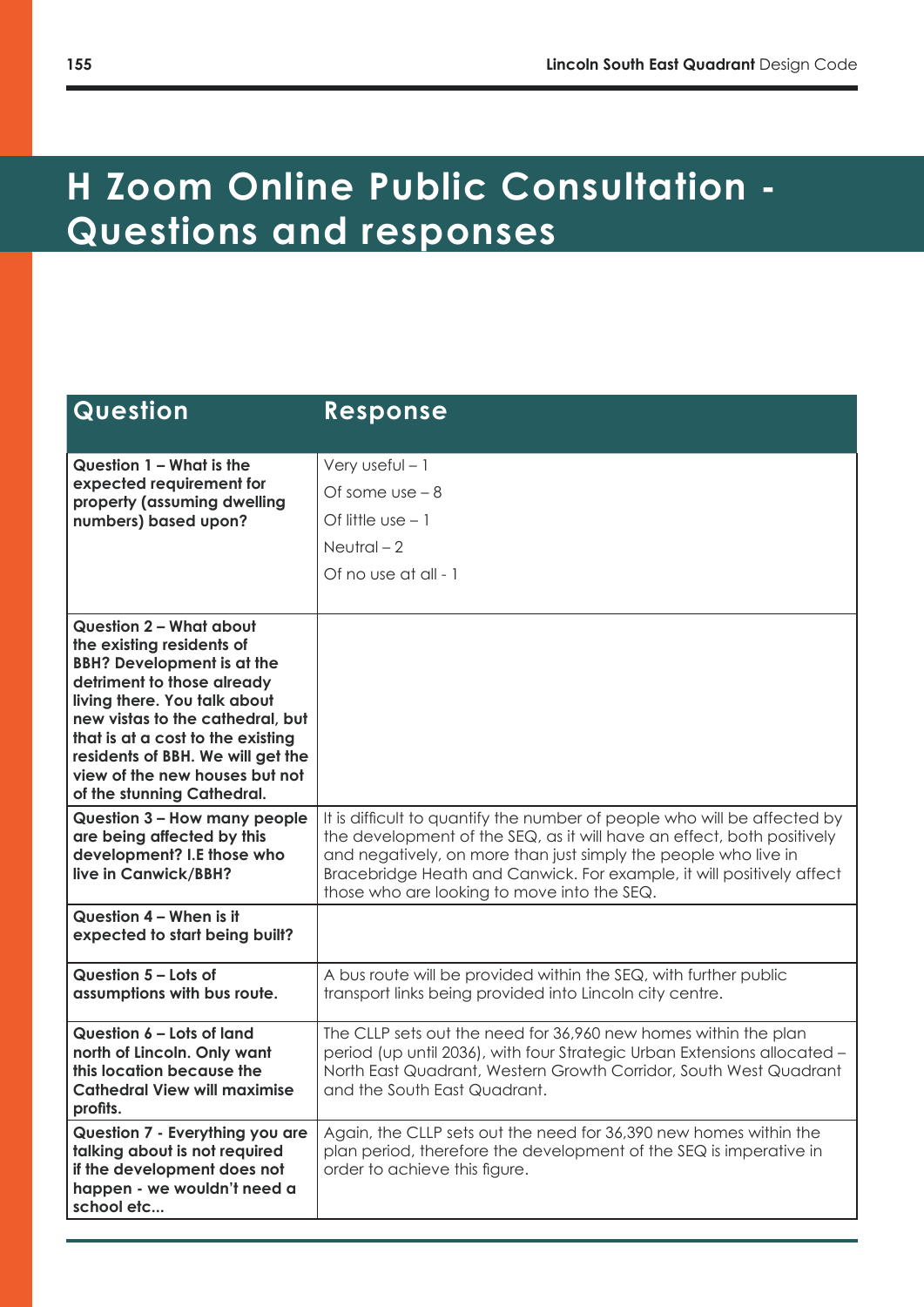# H Zoom Online Public Consultation - Questions and responses

| Question | Response |
| --- | --- |
| **Question 1 – What is the expected requirement for property (assuming dwelling numbers) based upon?** | Very useful – 1<br>Of some use – 8<br>Of little use – 1<br>Neutral – 2<br>Of no use at all - 1 |
| **Question 2 – What about the existing residents of BBH? Development is at the detriment to those already living there. You talk about new vistas to the cathedral, but that is at a cost to the existing residents of BBH. We will get the view of the new houses but not of the stunning Cathedral.** | |
| **Question 3 – How many people are being affected by this development? I.E those who live in Canwick/BBH?** | It is difficult to quantify the number of people who will be affected by the development of the SEQ, as it will have an effect, both positively and negatively, on more than just simply the people who live in Bracebridge Heath and Canwick. For example, it will positively affect those who are looking to move into the SEQ. |
| **Question 4 – When is it expected to start being built?** | |
| **Question 5 – Lots of assumptions with bus route.** | A bus route will be provided within the SEQ, with further public transport links being provided into Lincoln city centre. |
| **Question 6 – Lots of land north of Lincoln. Only want this location because the Cathedral View will maximise profits.** | The CLLP sets out the need for 36,960 new homes within the plan period (up until 2036), with four Strategic Urban Extensions allocated – North East Quadrant, Western Growth Corridor, South West Quadrant and the South East Quadrant. |
| **Question 7 - Everything you are talking about is not required if the development does not happen - we wouldn't need a school etc...** | Again, the CLLP sets out the need for 36,390 new homes within the plan period, therefore the development of the SEQ is imperative in order to achieve this figure. |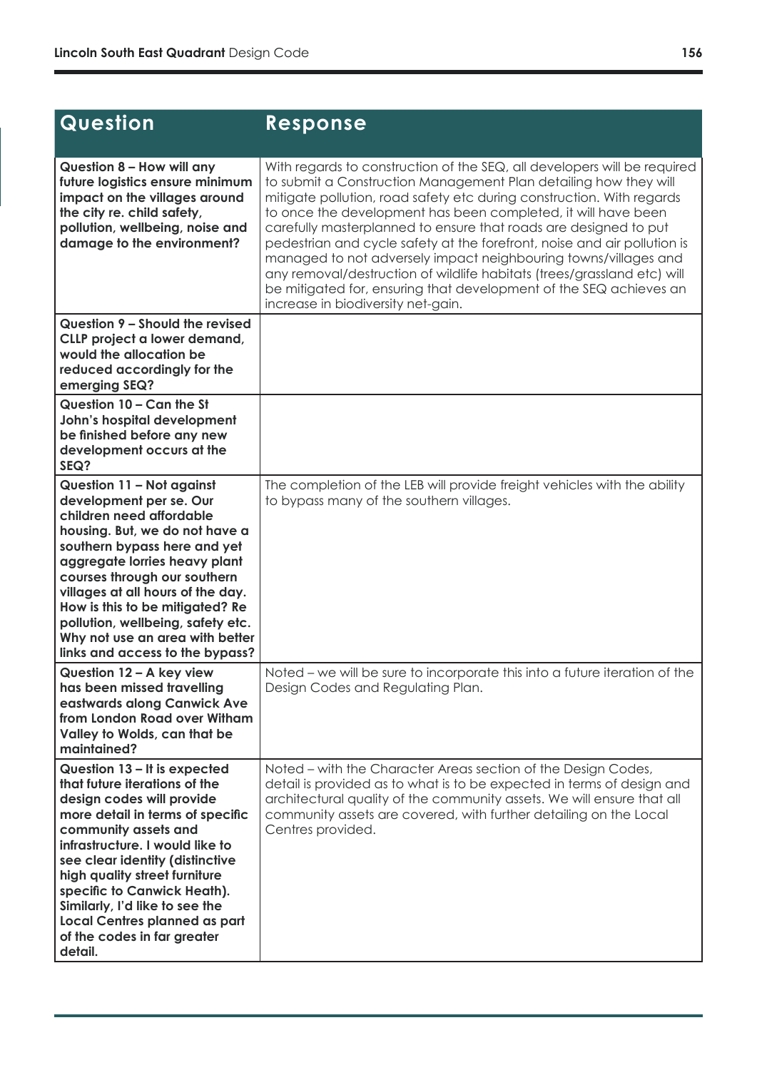| Question | Response |
|---|---|
| **Question 8 – How will any future logistics ensure minimum impact on the villages around the city re. child safety, pollution, wellbeing, noise and damage to the environment?** | With regards to construction of the SEQ, all developers will be required to submit a Construction Management Plan detailing how they will mitigate pollution, road safety etc during construction. With regards to once the development has been completed, it will have been carefully masterplanned to ensure that roads are designed to put pedestrian and cycle safety at the forefront, noise and air pollution is managed to not adversely impact neighbouring towns/villages and any removal/destruction of wildlife habitats (trees/grassland etc) will be mitigated for, ensuring that development of the SEQ achieves an increase in biodiversity net-gain. |
| **Question 9 – Should the revised CLLP project a lower demand, would the allocation be reduced accordingly for the emerging SEQ?** | |
| **Question 10 – Can the St John's hospital development be finished before any new development occurs at the SEQ?** | |
| **Question 11 – Not against development per se. Our children need affordable housing. But, we do not have a southern bypass here and yet aggregate lorries heavy plant courses through our southern villages at all hours of the day. How is this to be mitigated? Re pollution, wellbeing, safety etc. Why not use an area with better links and access to the bypass?** | The completion of the LEB will provide freight vehicles with the ability to bypass many of the southern villages. |
| **Question 12 – A key view has been missed travelling eastwards along Canwick Ave from London Road over Witham Valley to Wolds, can that be maintained?** | Noted – we will be sure to incorporate this into a future iteration of the Design Codes and Regulating Plan. |
| **Question 13 – It is expected that future iterations of the design codes will provide more detail in terms of specific community assets and infrastructure. I would like to see clear identity (distinctive high quality street furniture specific to Canwick Heath). Similarly, I'd like to see the Local Centres planned as part of the codes in far greater detail.** | Noted – with the Character Areas section of the Design Codes, detail is provided as to what is to be expected in terms of design and architectural quality of the community assets. We will ensure that all community assets are covered, with further detailing on the Local Centres provided. |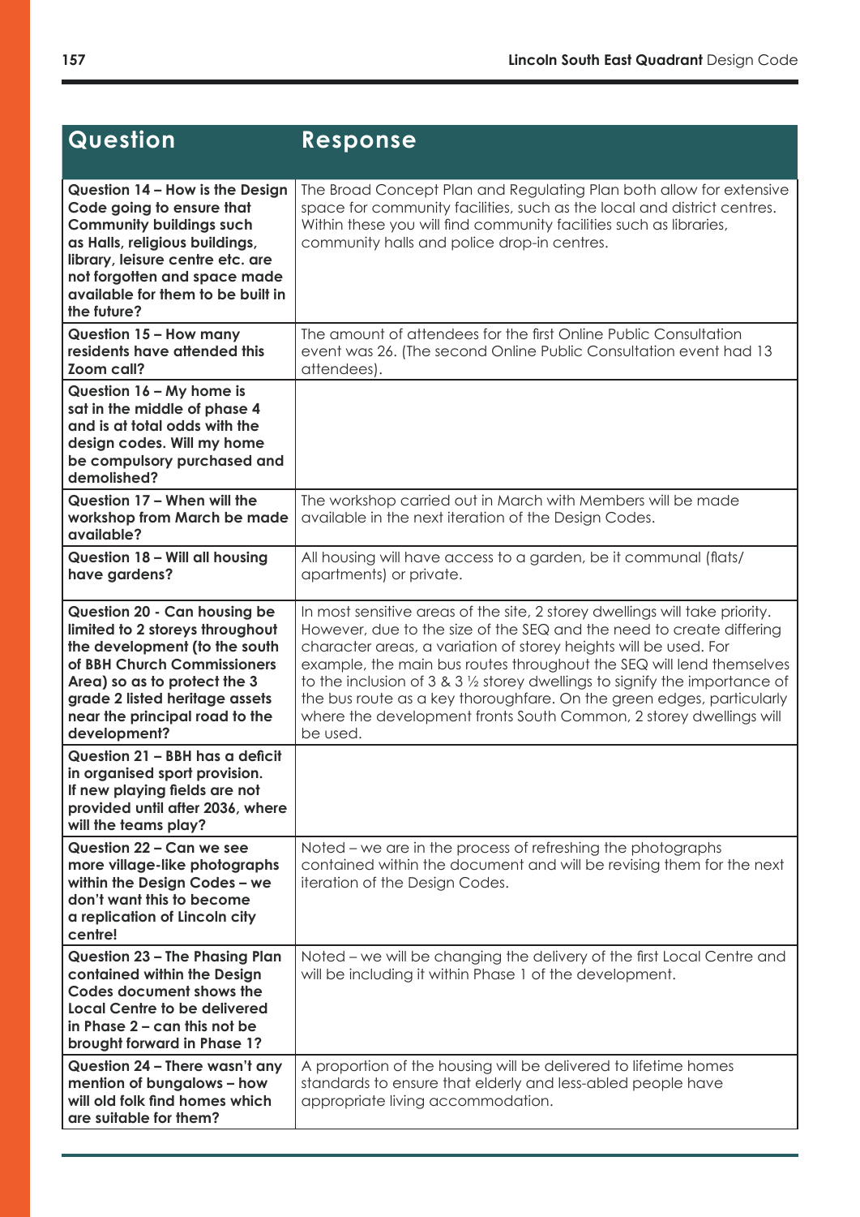| Question | Response |
|---|---|
| **Question 14 – How is the Design Code going to ensure that Community buildings such as Halls, religious buildings, library, leisure centre etc. are not forgotten and space made available for them to be built in the future?** | The Broad Concept Plan and Regulating Plan both allow for extensive space for community facilities, such as the local and district centres. Within these you will find community facilities such as libraries, community halls and police drop-in centres. |
| **Question 15 – How many residents have attended this Zoom call?** | The amount of attendees for the first Online Public Consultation event was 26. (The second Online Public Consultation event had 13 attendees). |
| **Question 16 – My home is sat in the middle of phase 4 and is at total odds with the design codes. Will my home be compulsory purchased and demolished?** | |
| **Question 17 – When will the workshop from March be made available?** | The workshop carried out in March with Members will be made available in the next iteration of the Design Codes. |
| **Question 18 – Will all housing have gardens?** | All housing will have access to a garden, be it communal (flats/ apartments) or private. |
| **Question 20 - Can housing be limited to 2 storeys throughout the development (to the south of BBH Church Commissioners Area) so as to protect the 3 grade 2 listed heritage assets near the principal road to the development?** | In most sensitive areas of the site, 2 storey dwellings will take priority. However, due to the size of the SEQ and the need to create differing character areas, a variation of storey heights will be used. For example, the main bus routes throughout the SEQ will lend themselves to the inclusion of 3 & 3 ½ storey dwellings to signify the importance of the bus route as a key thoroughfare. On the green edges, particularly where the development fronts South Common, 2 storey dwellings will be used. |
| **Question 21 – BBH has a deficit in organised sport provision. If new playing fields are not provided until after 2036, where will the teams play?** | |
| **Question 22 – Can we see more village-like photographs within the Design Codes – we don't want this to become a replication of Lincoln city centre!** | Noted – we are in the process of refreshing the photographs contained within the document and will be revising them for the next iteration of the Design Codes. |
| **Question 23 – The Phasing Plan contained within the Design Codes document shows the Local Centre to be delivered in Phase 2 – can this not be brought forward in Phase 1?** | Noted – we will be changing the delivery of the first Local Centre and will be including it within Phase 1 of the development. |
| **Question 24 – There wasn't any mention of bungalows – how will old folk find homes which are suitable for them?** | A proportion of the housing will be delivered to lifetime homes standards to ensure that elderly and less-abled people have appropriate living accommodation. |